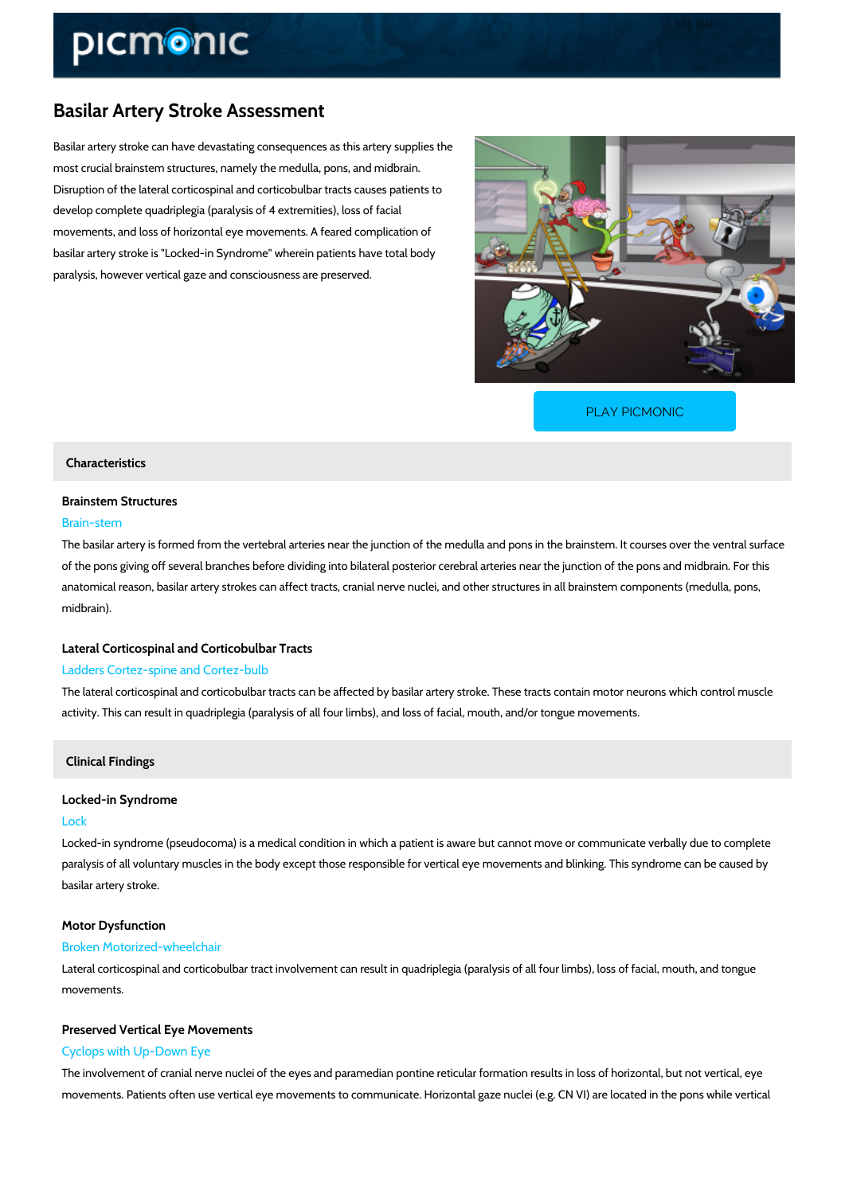# Basilar Artery Stroke Assessment

Basilar artery stroke can have devastating consequences as this artery supplies the most crucial brainstem structures, namely the medulla, pons, and midbrain. Disruption of the lateral corticospinal and corticobulbar tracts causes patients to develop complete quadriplegia (paralysis of 4 extremities), loss of facial movements, and loss of horizontal eye movements. A feared complication of basilar artery stroke is "Locked-in Syndrome" wherein patients have total body paralysis, however vertical gaze and consciousness are preserved.

PLAY PICMONIC

## Characteristics

### Brainstem Structures

Brain-stem

The basilar artery is formed from the vertebral arteries near the junction of the medulla and pons in the brainstem. It courses over the ventral surface of the pons giving off several branches before dividing into bilateral posterior cerebral arteries near the junction of the pons and midbrain. For this anatomical reason, basilar artery strokes can affect tracts, cranial nerve nuclei, and other structures in all brainstem components (medulla, pons, midbrain).

### Lateral Corticospinal and Corticobulbar Tracts

Ladders Cortez-spine and Cortez-bulb

The lateral corticospinal and corticobulbar tracts can be affected by basilar artery stroke. These tracts contain motor neurons which control muscle activity. This can result in quadriplegia (paralysis of all four limbs), and loss of facial, mouth, and/or tongue movements.

## Clinical Findings

### Locked-in Syndrome

Lock

Locked-in syndrome (pseudocoma) is a medical condition in which a patient is aware but cannot move or communicate verbally due to complete paralysis of all voluntary muscles in the body except those responsible for vertical eye movements and blinking. This syndrome can be caused by basilar artery stroke.

### Motor Dysfunction

Broken Motorized-wheelchair

Lateral corticospinal and corticobulbar tract involvement can result in quadriplegia (paralysis of all four limbs), loss of facial, mouth, and tongue movements.

### Preserved Vertical Eye Movements

Cyclops with Up-Down Eye

The involvement of cranial nerve nuclei of the eyes and paramedian pontine reticular formation results in loss of horizontal, but not vertical, eye movements. Patients often use vertical eye movements to communicate. Horizontal gaze nuclei (e.g. CN VI) are located in the pons while vertical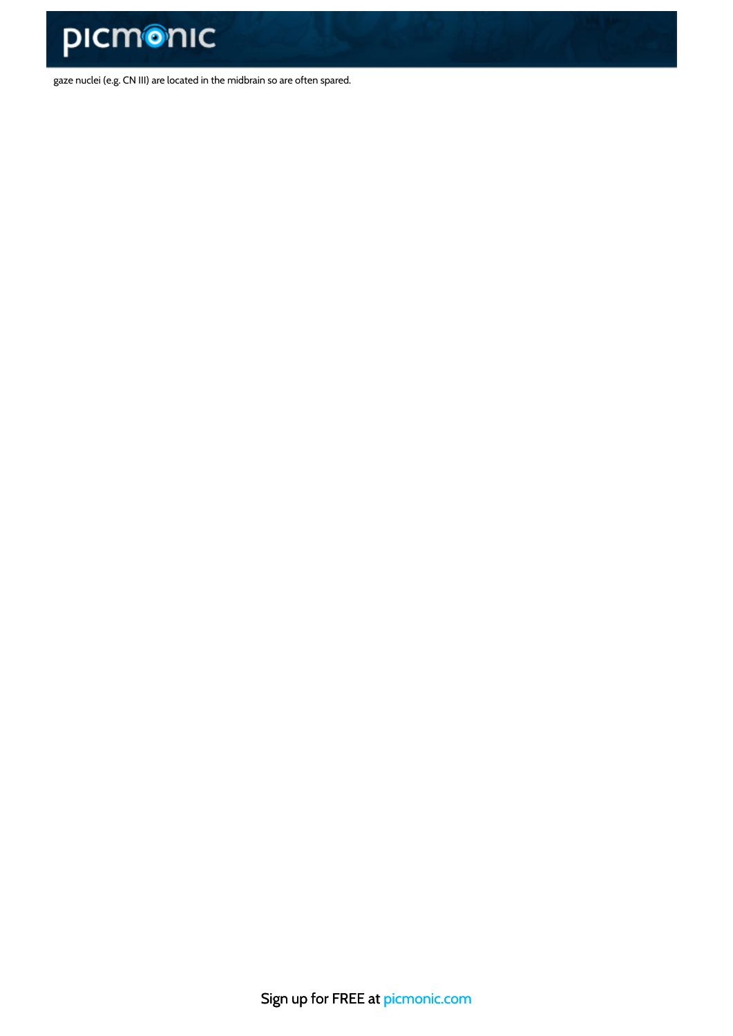gaze nuclei (e.g. CN III) are located in the midbrain so are often spared.